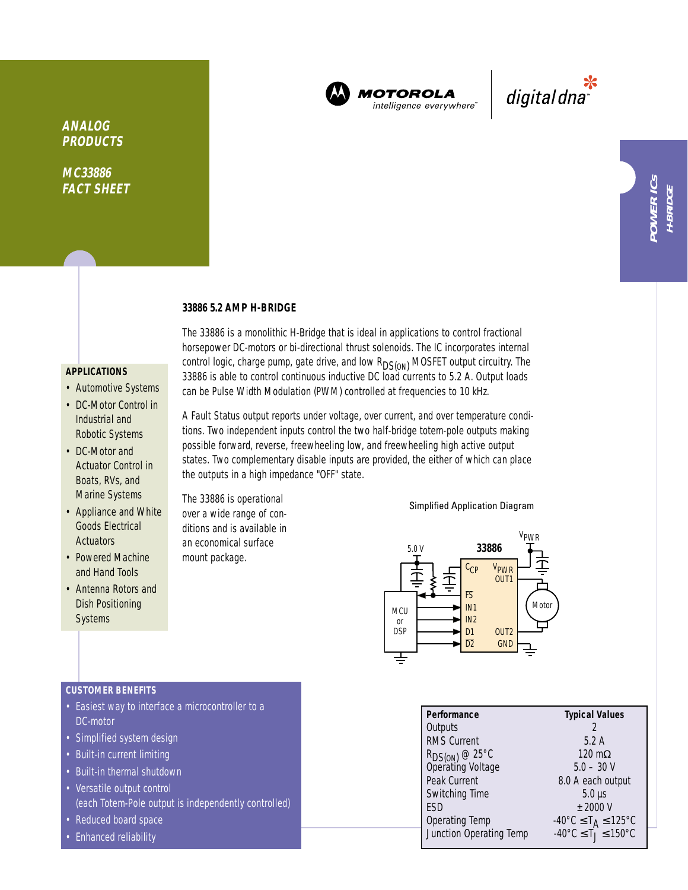ANALOG PRODUCTS

MC33886 FACT SHEET

MOTOROLA intelligence everywhere™ | digital dna™

POWER ICs H-BRIDGE

## 33886 5.2 AMP H-BRIDGE

The 33886 is a monolithic H-Bridge that is ideal in applications to control fractional horsepower DC-motors or bi-directional thrust solenoids. The IC incorporates internal control logic, charge pump, gate drive, and low $R_{DS(ON)}$ MOSFET output circuitry. The 33886 is able to control continuous inductive DC load currents to 5.2 A. Output loads can be Pulse Width Modulation (PWM) controlled at frequencies to 10 kHz.

A Fault Status output reports under voltage, over current, and over temperature conditions. Two independent inputs control the two half-bridge totem-pole outputs making possible forward, reverse, freewheeling low, and freewheeling high active output states. Two complementary disable inputs are provided, the either of which can place the outputs in a high impedance "OFF" state.

The 33886 is operational over a wide range of conditions and is available in an economical surface mount package.

### APPLICATIONS

- Automotive Systems
- DC-Motor Control in Industrial and Robotic Systems
- DC-Motor and Actuator Control in Boats, RVs, and Marine Systems
- Appliance and White Goods Electrical Actuators
- Powered Machine and Hand Tools
- Antenna Rotors and Dish Positioning Systems

Simplified Application Diagram

### CUSTOMER BENEFITS

- Easiest way to interface a microcontroller to a DC-motor
- Simplified system design
- Built-in current limiting
- Built-in thermal shutdown
- Versatile output control (each Totem-Pole output is independently controlled)
- Reduced board space
- Enhanced reliability

| Performance | Typical Values |
|---|---|
| Outputs | 2 |
| RMS Current | 5.2 A |
| $R_{DS(ON)}$ @ 25°C | 120 mΩ |
| Operating Voltage | 5.0 – 30 V |
| Peak Current | 8.0 A each output |
| Switching Time | 5.0 µs |
| ESD | ±2000 V |
| Operating Temp | $-40°C \leq T_A \leq 125°C$ |
| Junction Operating Temp | $-40°C \leq T_J \leq 150°C$ |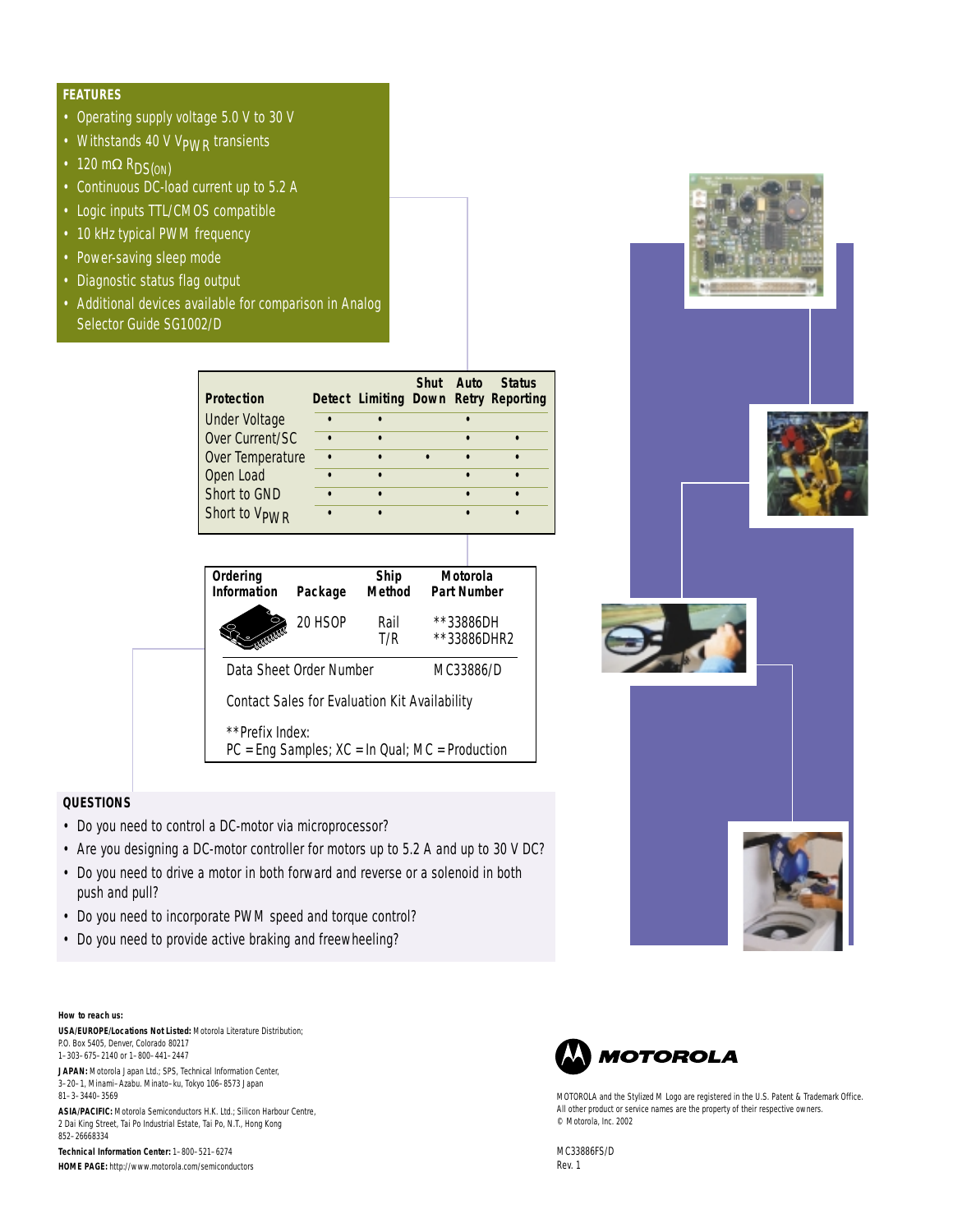## FEATURES

- Operating supply voltage 5.0 V to 30 V
- Withstands 40 V $V_{PWR}$ transients
- 120 mΩ $R_{DS(ON)}$
- Continuous DC-load current up to 5.2 A
- Logic inputs TTL/CMOS compatible
- 10 kHz typical PWM frequency
- Power-saving sleep mode
- Diagnostic status flag output
- Additional devices available for comparison in Analog Selector Guide SG1002/D

| Protection | Detect | Limiting | Shut Down | Auto Retry | Status Reporting |
|---|---|---|---|---|---|
| Under Voltage | • | • | | • | |
| Over Current/SC | • | • | | • | • |
| Over Temperature | • | • | • | • | • |
| Open Load | • | • | | • | • |
| Short to GND | • | • | | • | • |
| Short to $V_{PWR}$ | • | • | | • | • |

| Ordering Information | Package | Ship Method | Motorola Part Number |
|---|---|---|---|
| | 20 HSOP | Rail<br>T/R | **33886DH<br>**33886DHR2 |
| Data Sheet Order Number | | | MC33886/D |
| Contact Sales for Evaluation Kit Availability | | | |
| **Prefix Index:<br>PC = Eng Samples; XC = In Qual; MC = Production | | | |

## QUESTIONS

- Do you need to control a DC-motor via microprocessor?
- Are you designing a DC-motor controller for motors up to 5.2 A and up to 30 V DC?
- Do you need to drive a motor in both forward and reverse or a solenoid in both push and pull?
- Do you need to incorporate PWM speed and torque control?
- Do you need to provide active braking and freewheeling?

**How to reach us:**

**USA/EUROPE/Locations Not Listed:** Motorola Literature Distribution; P.O. Box 5405, Denver, Colorado 80217
1–303–675–2140 or 1–800–441–2447

**JAPAN:** Motorola Japan Ltd.; SPS, Technical Information Center, 3–20–1, Minami–Azabu. Minato–ku, Tokyo 106–8573 Japan
81–3–3440–3569

**ASIA/PACIFIC:** Motorola Semiconductors H.K. Ltd.; Silicon Harbour Centre, 2 Dai King Street, Tai Po Industrial Estate, Tai Po, N.T., Hong Kong
852–26668334

**Technical Information Center:** 1–800–521–6274

**HOME PAGE:** http://www.motorola.com/semiconductors

MOTOROLA

MOTOROLA and the Stylized M Logo are registered in the U.S. Patent & Trademark Office. All other product or service names are the property of their respective owners.
© Motorola, Inc. 2002

MC33886FS/D
Rev. 1